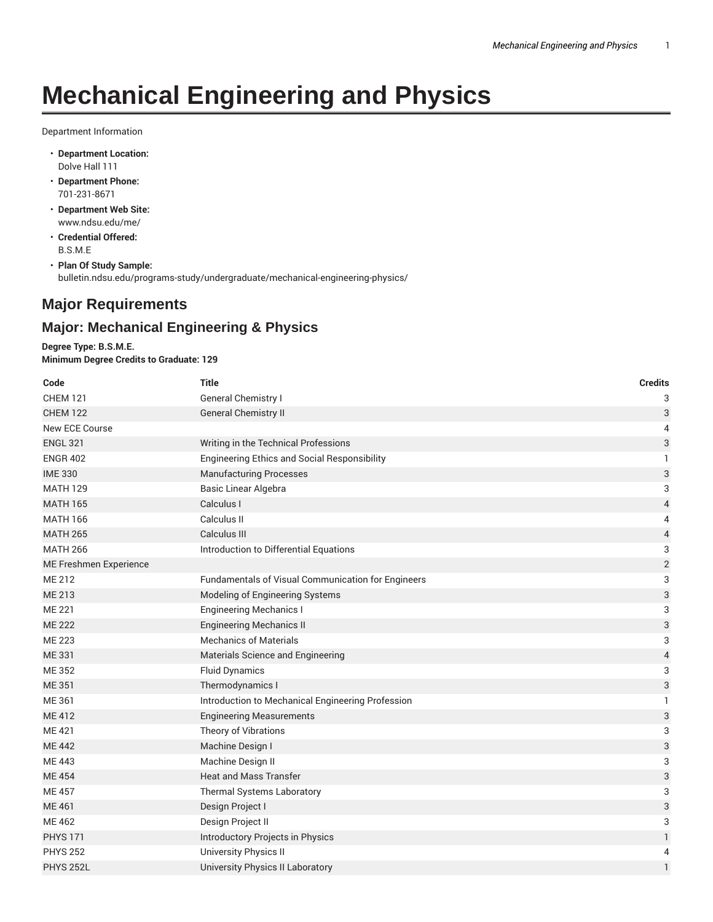# Mechanical Engineering and Physics

Department Information

- **Department Location:**
  Dolve Hall 111
- **Department Phone:**
  701-231-8671
- **Department Web Site:**
  www.ndsu.edu/me/
- **Credential Offered:**
  B.S.M.E
- **Plan Of Study Sample:**
  bulletin.ndsu.edu/programs-study/undergraduate/mechanical-engineering-physics/

## Major Requirements

### Major: Mechanical Engineering & Physics

**Degree Type: B.S.M.E.**
**Minimum Degree Credits to Graduate: 129**

| Code | Title | Credits |
|---|---|---|
| CHEM 121 | General Chemistry I | 3 |
| CHEM 122 | General Chemistry II | 3 |
| New ECE Course | | 4 |
| ENGL 321 | Writing in the Technical Professions | 3 |
| ENGR 402 | Engineering Ethics and Social Responsibility | 1 |
| IME 330 | Manufacturing Processes | 3 |
| MATH 129 | Basic Linear Algebra | 3 |
| MATH 165 | Calculus I | 4 |
| MATH 166 | Calculus II | 4 |
| MATH 265 | Calculus III | 4 |
| MATH 266 | Introduction to Differential Equations | 3 |
| ME Freshmen Experience | | 2 |
| ME 212 | Fundamentals of Visual Communication for Engineers | 3 |
| ME 213 | Modeling of Engineering Systems | 3 |
| ME 221 | Engineering Mechanics I | 3 |
| ME 222 | Engineering Mechanics II | 3 |
| ME 223 | Mechanics of Materials | 3 |
| ME 331 | Materials Science and Engineering | 4 |
| ME 352 | Fluid Dynamics | 3 |
| ME 351 | Thermodynamics I | 3 |
| ME 361 | Introduction to Mechanical Engineering Profession | 1 |
| ME 412 | Engineering Measurements | 3 |
| ME 421 | Theory of Vibrations | 3 |
| ME 442 | Machine Design I | 3 |
| ME 443 | Machine Design II | 3 |
| ME 454 | Heat and Mass Transfer | 3 |
| ME 457 | Thermal Systems Laboratory | 3 |
| ME 461 | Design Project I | 3 |
| ME 462 | Design Project II | 3 |
| PHYS 171 | Introductory Projects in Physics | 1 |
| PHYS 252 | University Physics II | 4 |
| PHYS 252L | University Physics II Laboratory | 1 |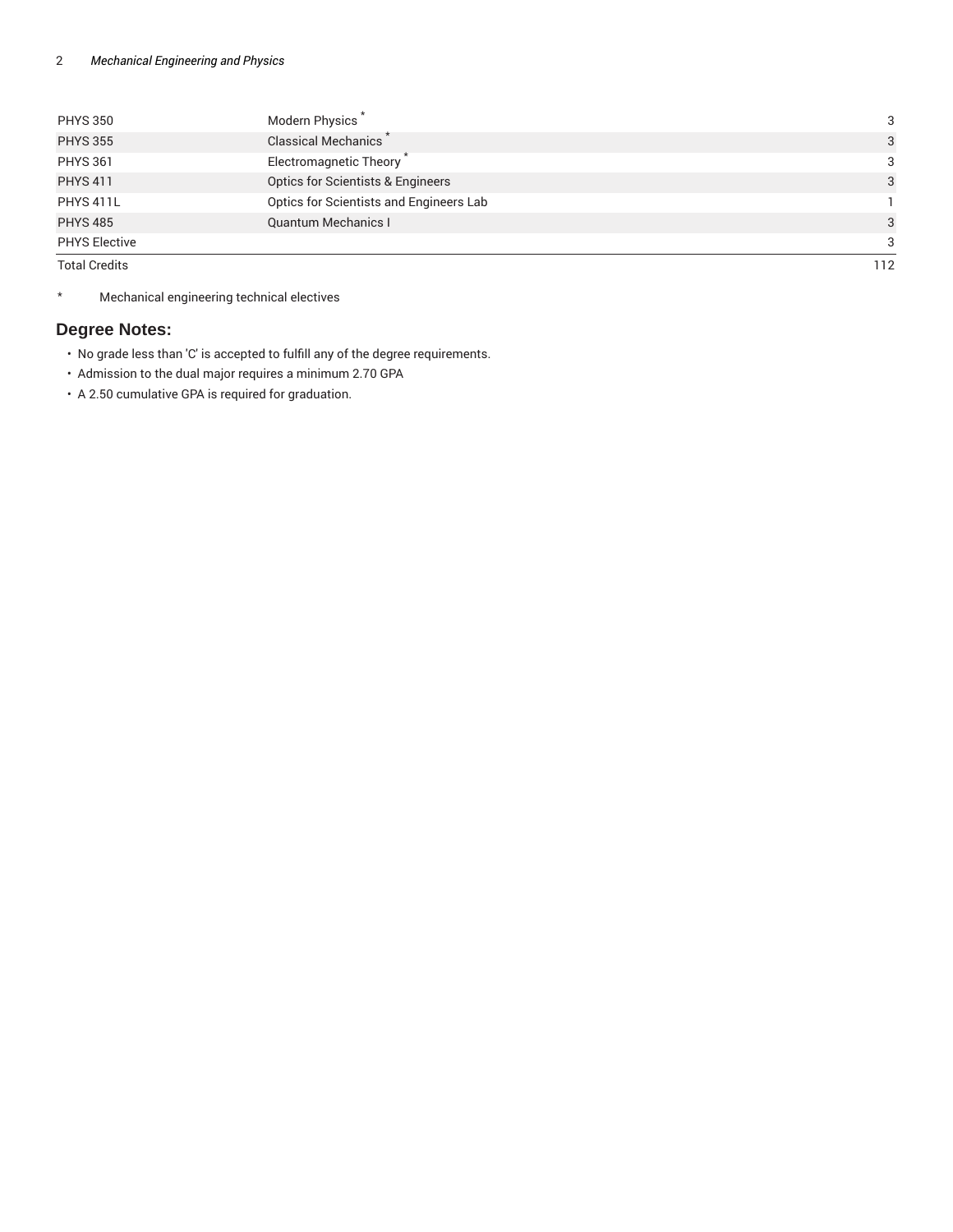| | | |
|---|---|---|
| PHYS 350 | Modern Physics * | 3 |
| PHYS 355 | Classical Mechanics * | 3 |
| PHYS 361 | Electromagnetic Theory * | 3 |
| PHYS 411 | Optics for Scientists & Engineers | 3 |
| PHYS 411L | Optics for Scientists and Engineers Lab | 1 |
| PHYS 485 | Quantum Mechanics I | 3 |
| PHYS Elective | | 3 |
| Total Credits | | 112 |

\* Mechanical engineering technical electives

### Degree Notes:

- No grade less than 'C' is accepted to fulfill any of the degree requirements.
- Admission to the dual major requires a minimum 2.70 GPA
- A 2.50 cumulative GPA is required for graduation.